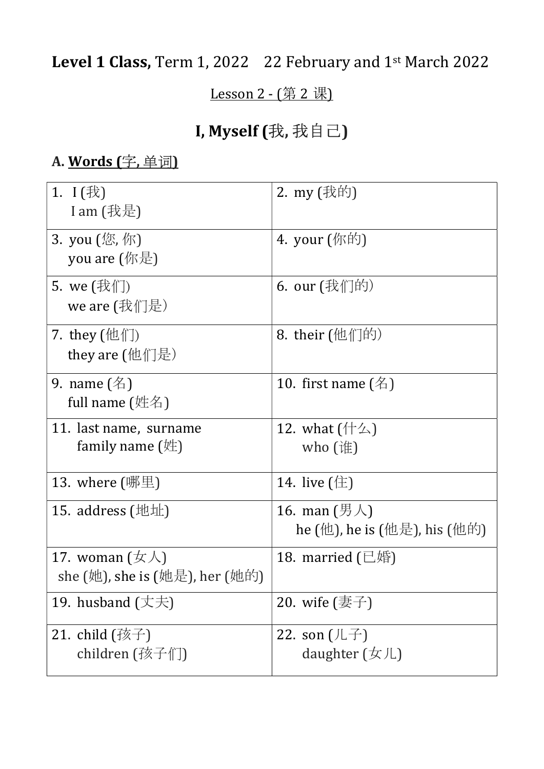**Level 1 Class,** Term 1, 2022    22 February and 1st March 2022

Lesson 2 - (第 2 课)

# I, Myself (我, 我自己)

## A. Words (字, 单词)

| | |
|---|---|
| 1. I (我)<br>I am (我是) | 2. my (我的) |
| 3. you (您, 你)<br>you are (你是) | 4. your (你的) |
| 5. we (我们)<br>we are (我们是） | 6. our (我们的） |
| 7. they (他们)<br>they are (他们是） | 8. their (他们的） |
| 9. name (名)<br>full name (姓名) | 10. first name (名) |
| 11. last name, surname<br>family name (姓) | 12. what (什么)<br>who (谁) |
| 13. where (哪里) | 14. live (住) |
| 15. address (地址) | 16. man (男人)<br>he (他), he is (他是), his (他的) |
| 17. woman (女人)<br>she (她), she is (她是), her (她的) | 18. married (已婚) |
| 19. husband (丈夫) | 20. wife (妻子) |
| 21. child (孩子)<br>children (孩子们) | 22. son (儿子)<br>daughter (女儿) |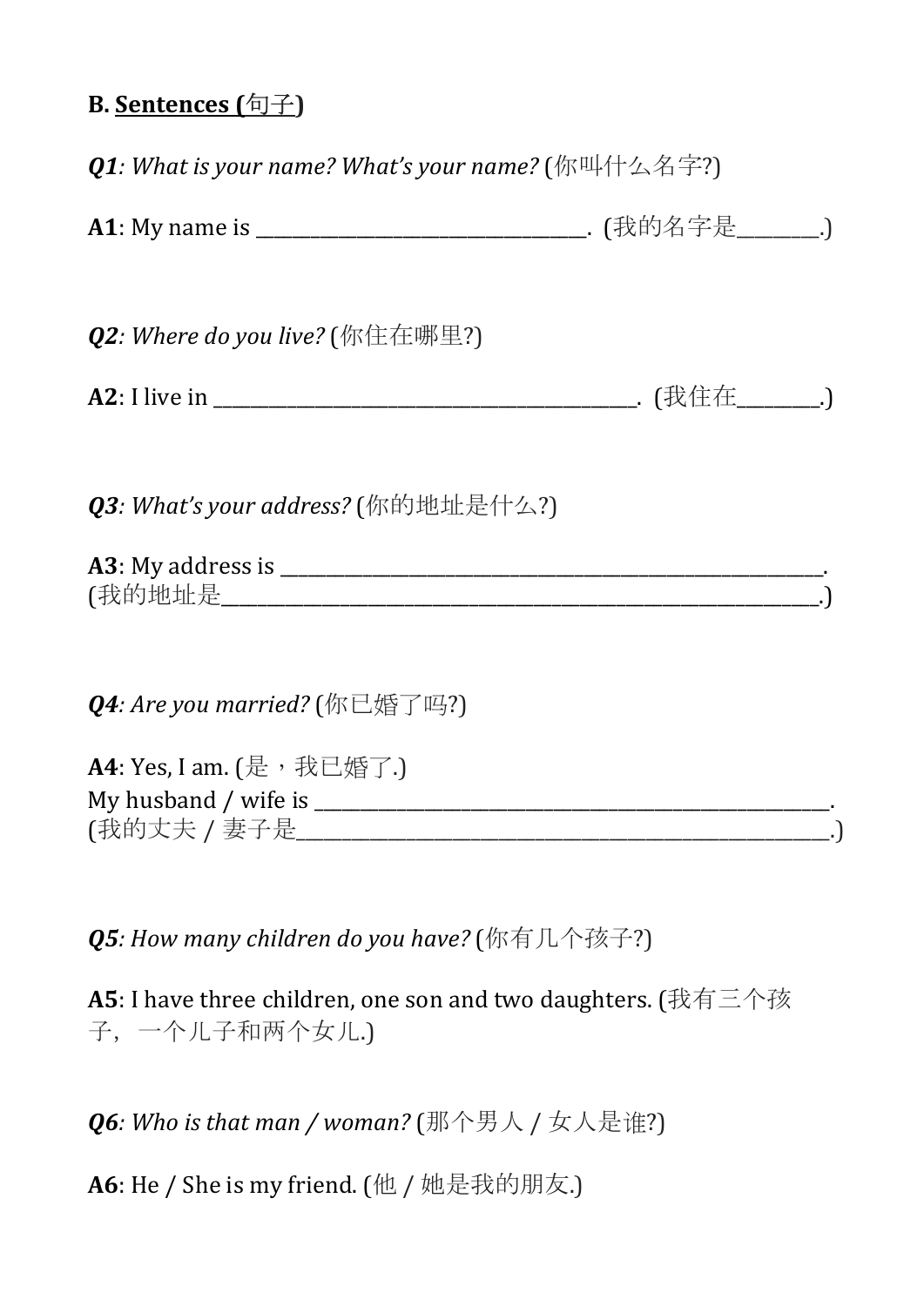**B. <u>Sentences (句子)</u>**

***Q1**: What is your name? What's your name?* (你叫什么名字?)

**A1**: My name is ___________________________________.  (我的名字是________.)

***Q2**: Where do you live?* (你住在哪里?)

**A2**: I live in ____________________________________________.  (我住在________.)

***Q3**: What's your address?* (你的地址是什么?)

**A3**: My address is _________________________________________________________.
(我的地址是_________________________________________________________________.)

***Q4**: Are you married?* (你已婚了吗?)

**A4**: Yes, I am. (是，我已婚了.)
My husband / wife is ______________________________________________________.
(我的丈夫 / 妻子是________________________________________________________.)

***Q5**: How many children do you have?* (你有几个孩子?)

**A5**: I have three children, one son and two daughters. (我有三个孩子，一个儿子和两个女儿.)

***Q6**: Who is that man / woman?* (那个男人 / 女人是谁?)

**A6**: He / She is my friend. (他 / 她是我的朋友.)